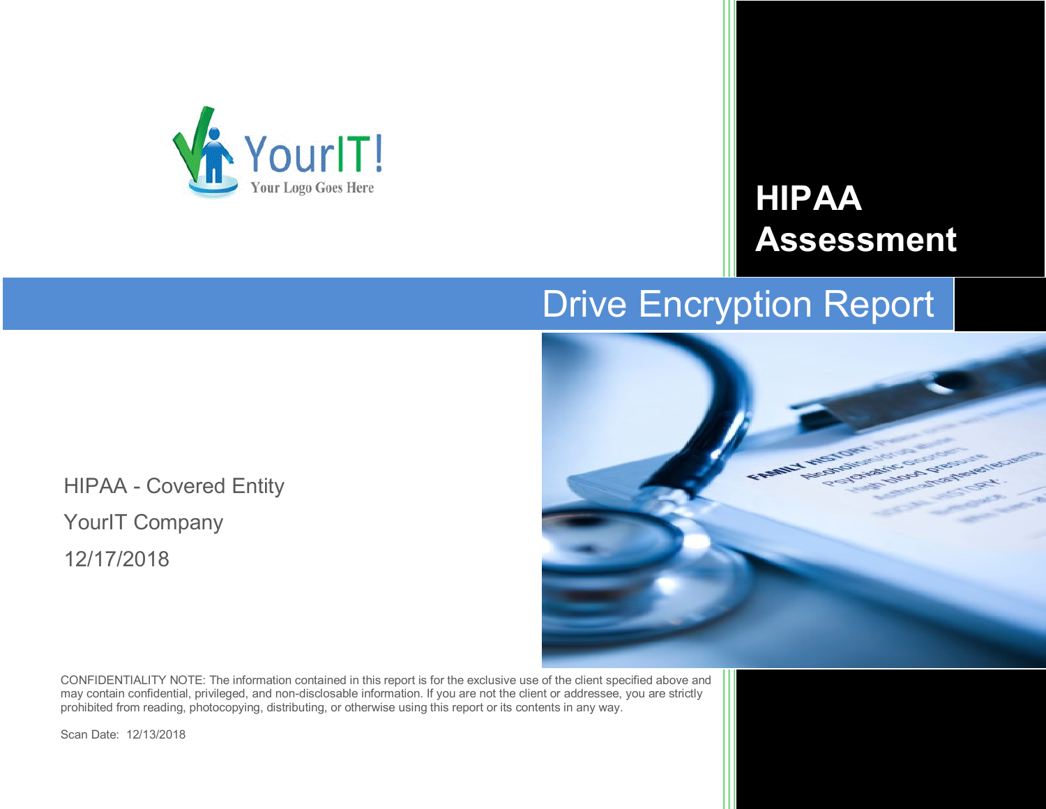# HIPAA Assessment

## Drive Encryption Report

HIPAA - Covered Entity

YourIT Company

12/17/2018

CONFIDENTIALITY NOTE: The information contained in this report is for the exclusive use of the client specified above and may contain confidential, privileged, and non-disclosable information. If you are not the client or addressee, you are strictly prohibited from reading, photocopying, distributing, or otherwise using this report or its contents in any way.

Scan Date: 12/13/2018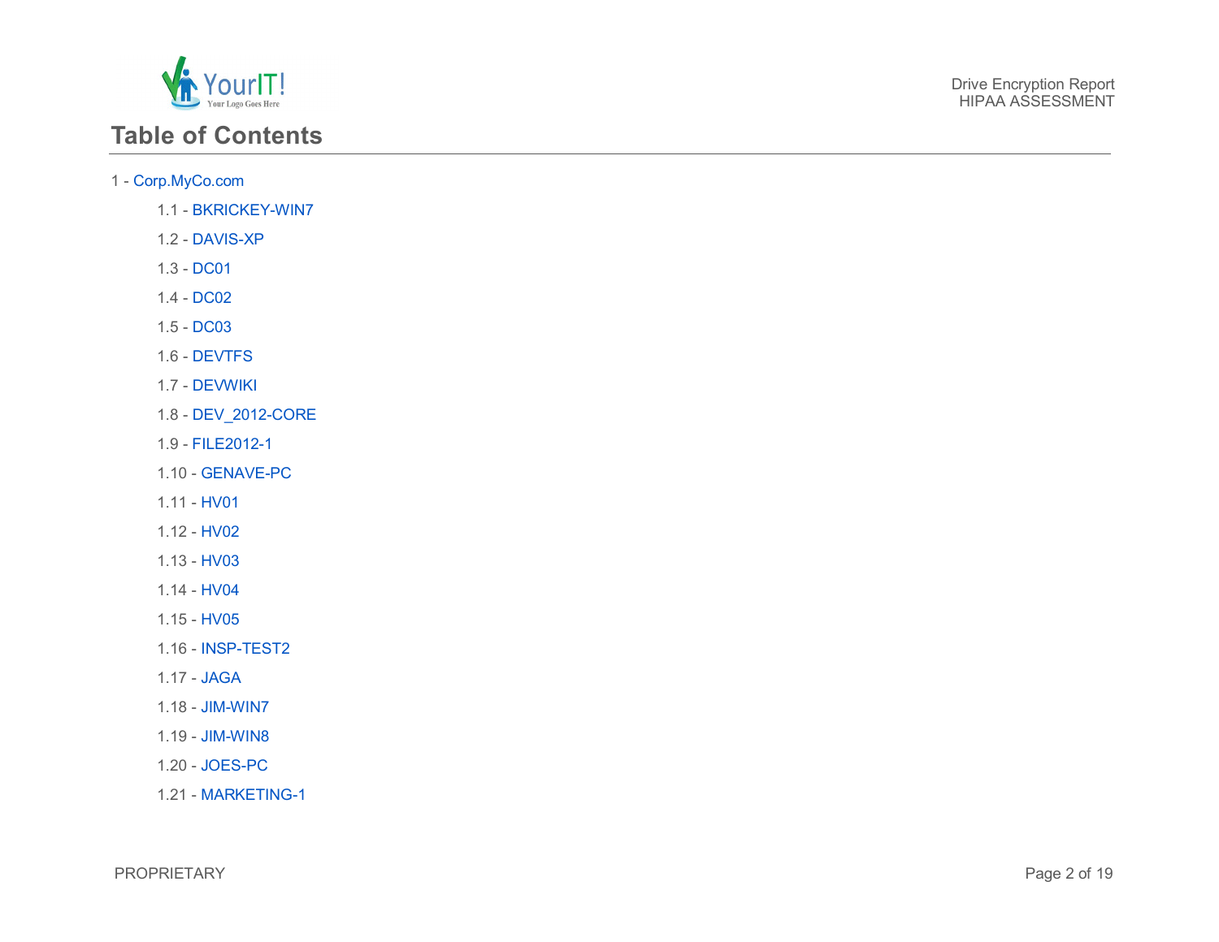# Table of Contents

1 - Corp.MyCo.com

- 1.1 - BKRICKEY-WIN7
- 1.2 - DAVIS-XP
- 1.3 - DC01
- 1.4 - DC02
- 1.5 - DC03
- 1.6 - DEVTFS
- 1.7 - DEVWIKI
- 1.8 - DEV_2012-CORE
- 1.9 - FILE2012-1
- 1.10 - GENAVE-PC
- 1.11 - HV01
- 1.12 - HV02
- 1.13 - HV03
- 1.14 - HV04
- 1.15 - HV05
- 1.16 - INSP-TEST2
- 1.17 - JAGA
- 1.18 - JIM-WIN7
- 1.19 - JIM-WIN8
- 1.20 - JOES-PC
- 1.21 - MARKETING-1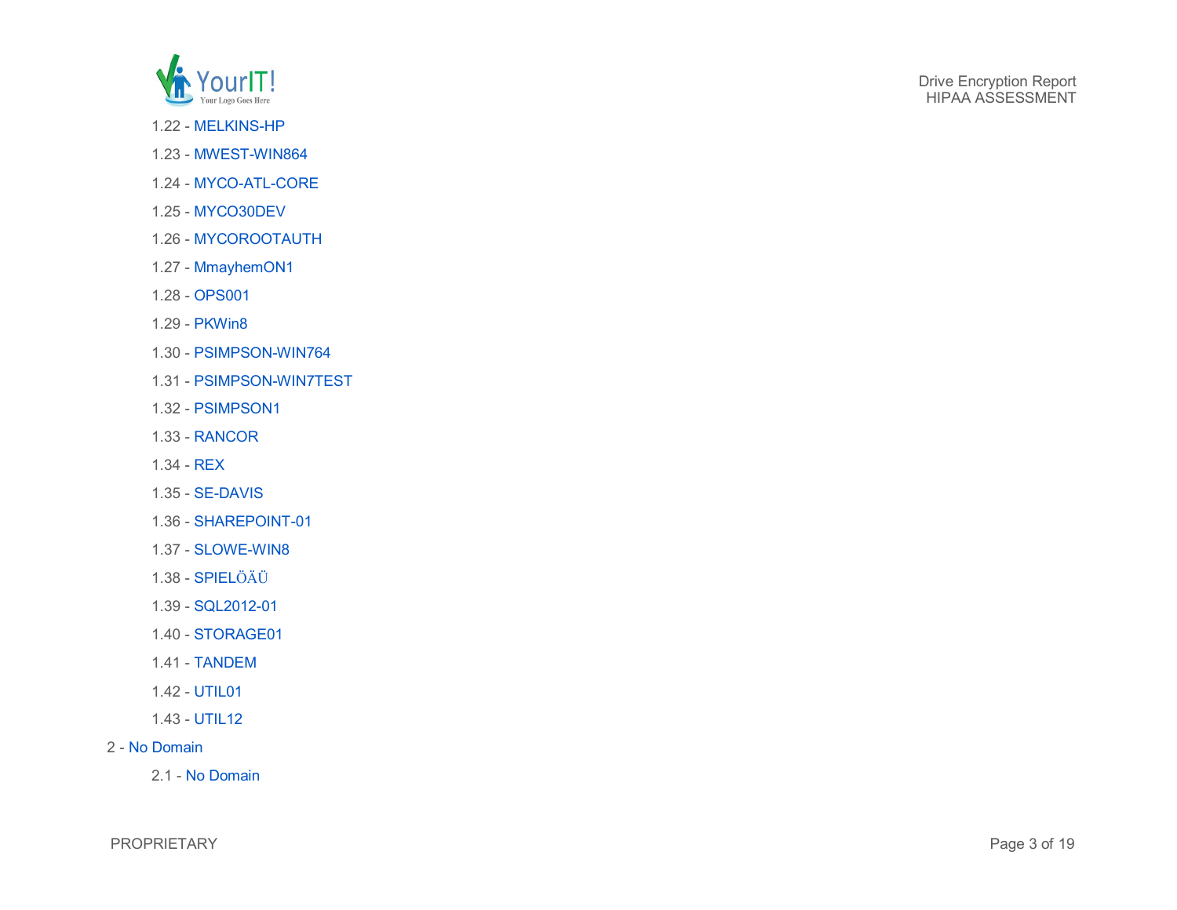1.22 - MELKINS-HP

1.23 - MWEST-WIN864

1.24 - MYCO-ATL-CORE

1.25 - MYCO30DEV

1.26 - MYCOROOTAUTH

1.27 - MmayhemON1

1.28 - OPS001

1.29 - PKWin8

1.30 - PSIMPSON-WIN764

1.31 - PSIMPSON-WIN7TEST

1.32 - PSIMPSON1

1.33 - RANCOR

1.34 - REX

1.35 - SE-DAVIS

1.36 - SHAREPOINT-01

1.37 - SLOWE-WIN8

1.38 - SPIELÖÄÜ

1.39 - SQL2012-01

1.40 - STORAGE01

1.41 - TANDEM

1.42 - UTIL01

1.43 - UTIL12

2 - No Domain

2.1 - No Domain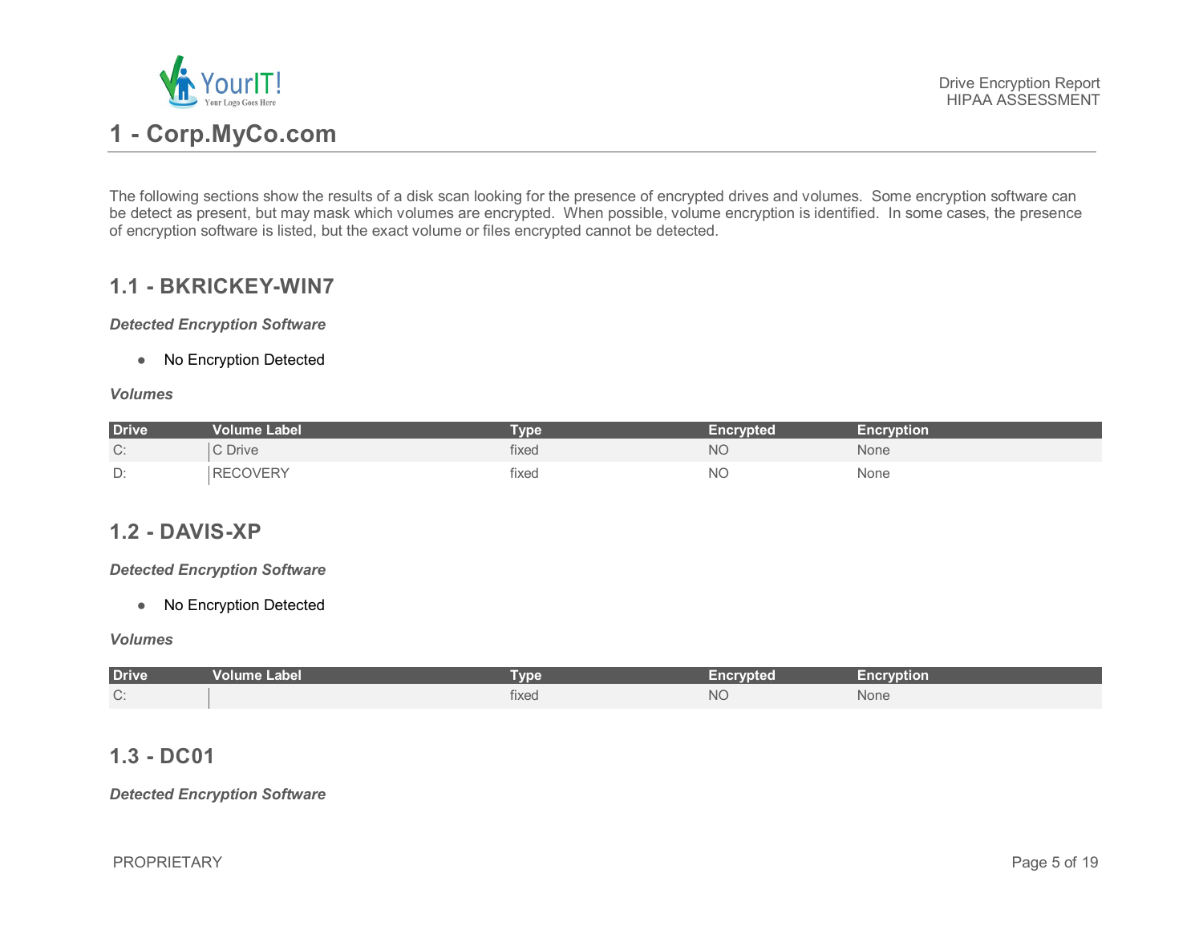# 1 - Corp.MyCo.com

The following sections show the results of a disk scan looking for the presence of encrypted drives and volumes. Some encryption software can be detect as present, but may mask which volumes are encrypted. When possible, volume encryption is identified. In some cases, the presence of encryption software is listed, but the exact volume or files encrypted cannot be detected.

## 1.1 - BKRICKEY-WIN7

***Detected Encryption Software***

- No Encryption Detected

***Volumes***

| Drive | Volume Label | Type | Encrypted | Encryption |
|---|---|---|---|---|
| C: | C Drive | fixed | NO | None |
| D: | RECOVERY | fixed | NO | None |

## 1.2 - DAVIS-XP

***Detected Encryption Software***

- No Encryption Detected

***Volumes***

| Drive | Volume Label | Type | Encrypted | Encryption |
|---|---|---|---|---|
| C: | | fixed | NO | None |

## 1.3 - DC01

***Detected Encryption Software***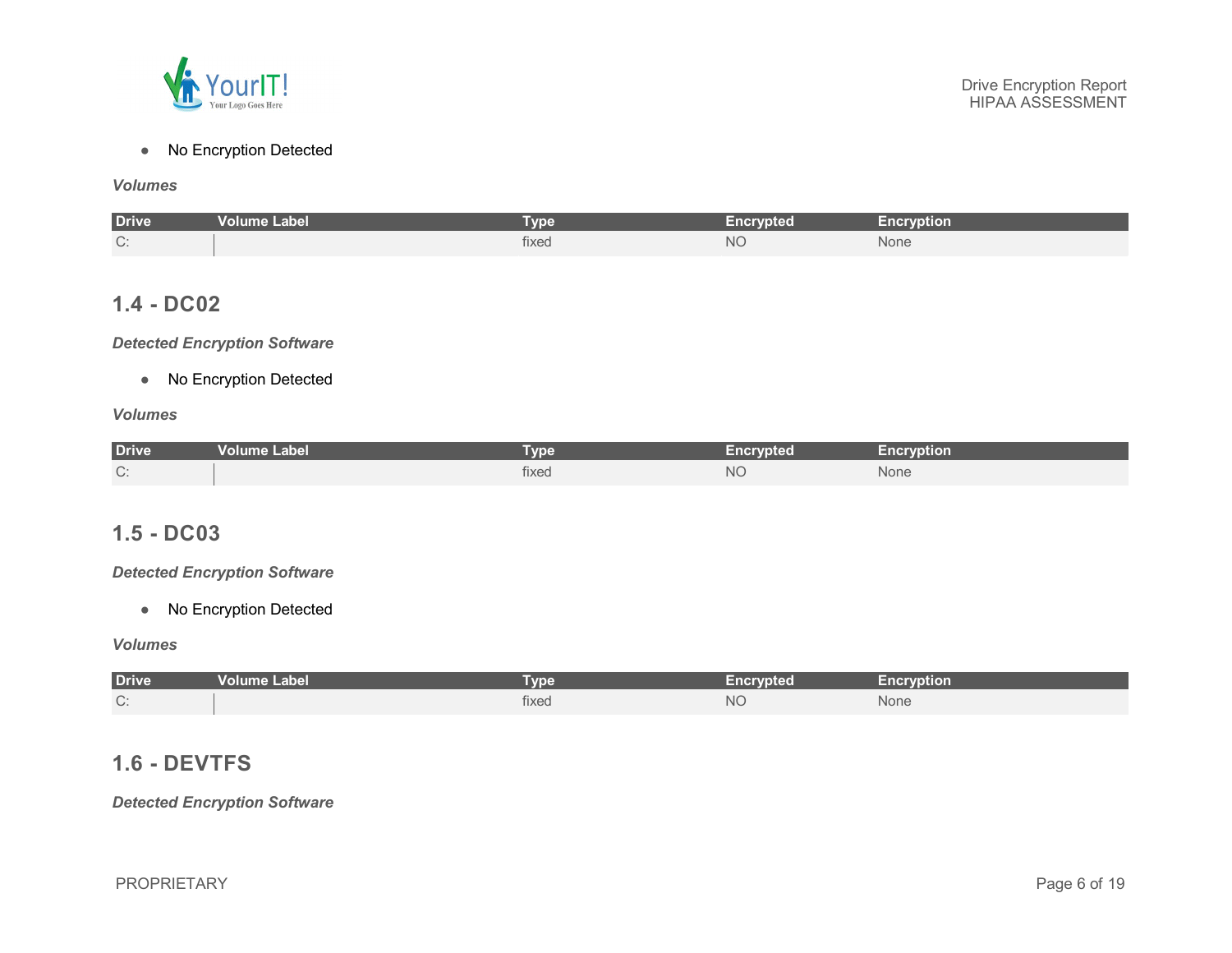- No Encryption Detected

***Volumes***

| Drive | Volume Label | Type | Encrypted | Encryption |
|---|---|---|---|---|
| C: | | fixed | NO | None |

## 1.4 - DC02

***Detected Encryption Software***

- No Encryption Detected

***Volumes***

| Drive | Volume Label | Type | Encrypted | Encryption |
|---|---|---|---|---|
| C: | | fixed | NO | None |

## 1.5 - DC03

***Detected Encryption Software***

- No Encryption Detected

***Volumes***

| Drive | Volume Label | Type | Encrypted | Encryption |
|---|---|---|---|---|
| C: | | fixed | NO | None |

## 1.6 - DEVTFS

***Detected Encryption Software***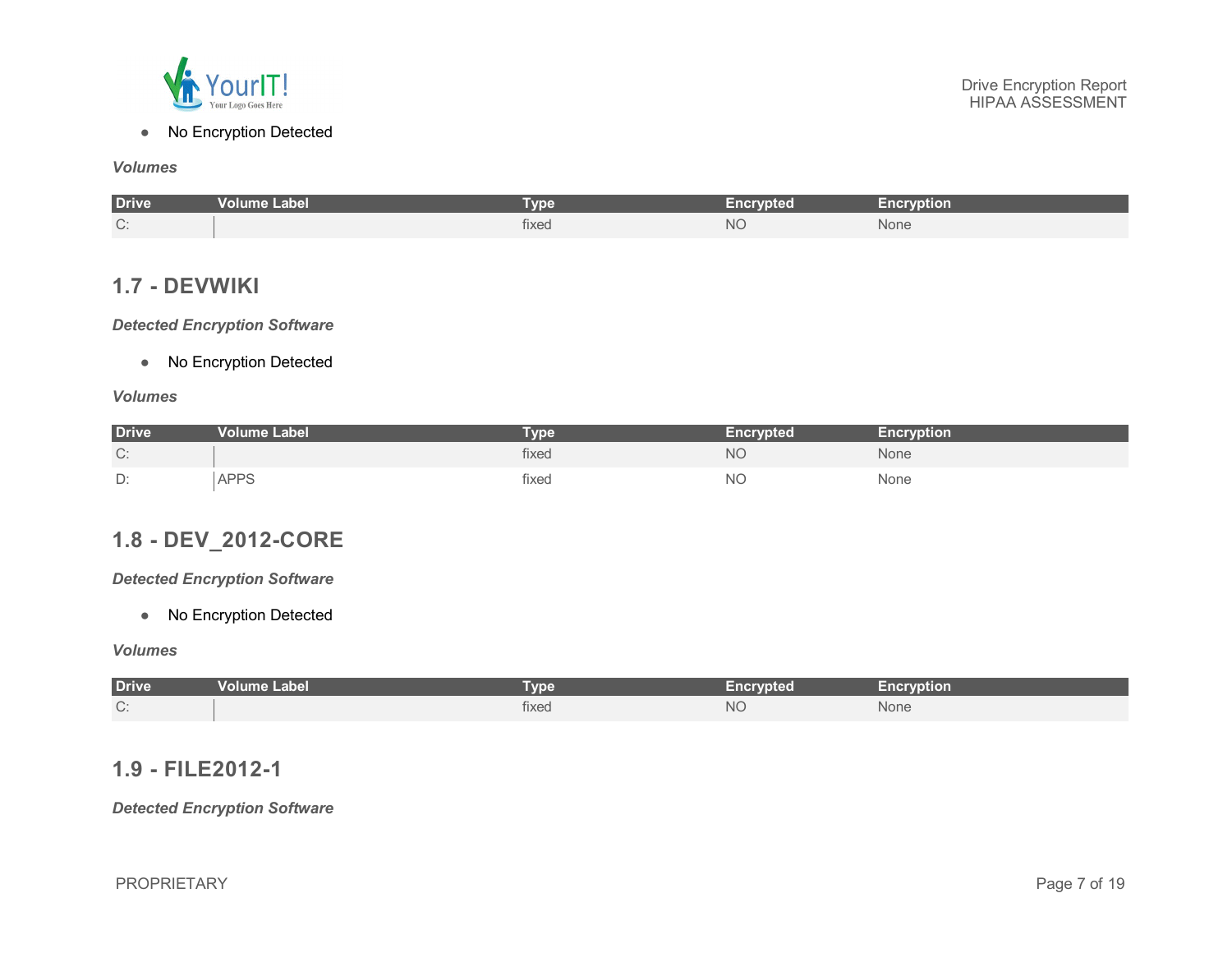- No Encryption Detected

***Volumes***

| Drive | Volume Label | Type | Encrypted | Encryption |
| --- | --- | --- | --- | --- |
| C: | | fixed | NO | None |

## 1.7 - DEVWIKI

***Detected Encryption Software***

- No Encryption Detected

***Volumes***

| Drive | Volume Label | Type | Encrypted | Encryption |
| --- | --- | --- | --- | --- |
| C: | | fixed | NO | None |
| D: | APPS | fixed | NO | None |

## 1.8 - DEV_2012-CORE

***Detected Encryption Software***

- No Encryption Detected

***Volumes***

| Drive | Volume Label | Type | Encrypted | Encryption |
| --- | --- | --- | --- | --- |
| C: | | fixed | NO | None |

## 1.9 - FILE2012-1

***Detected Encryption Software***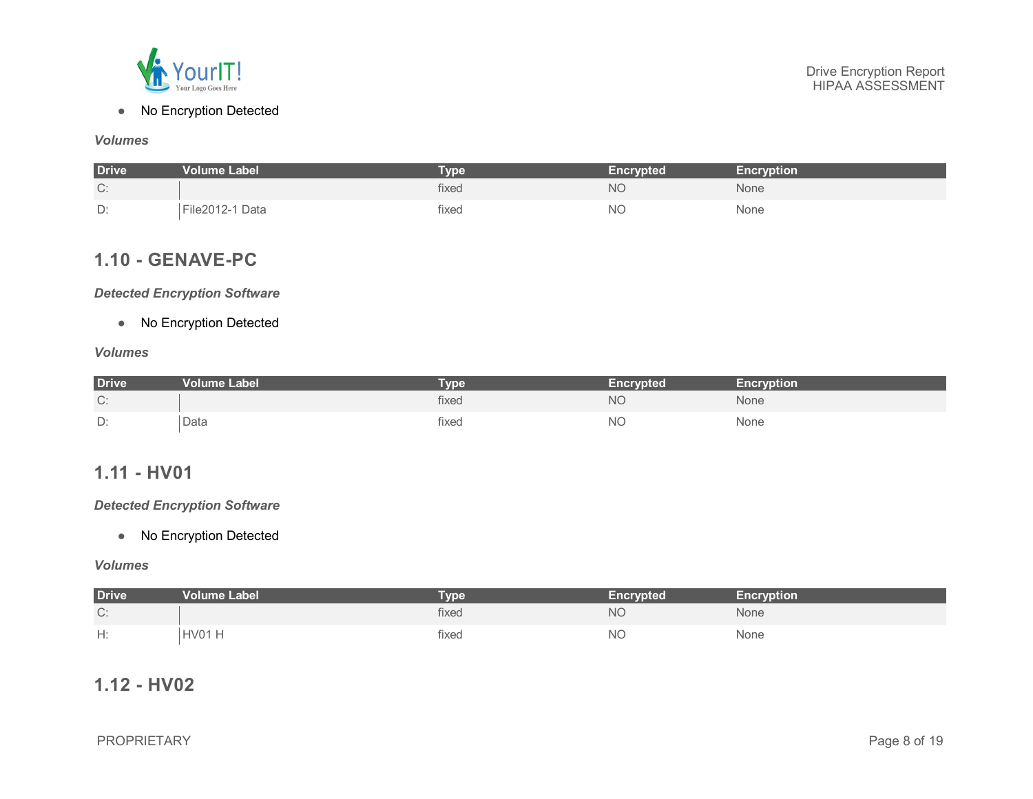- No Encryption Detected

***Volumes***

| Drive | Volume Label | Type | Encrypted | Encryption |
| --- | --- | --- | --- | --- |
| C: | | fixed | NO | None |
| D: | File2012-1 Data | fixed | NO | None |

## 1.10 - GENAVE-PC

***Detected Encryption Software***

- No Encryption Detected

***Volumes***

| Drive | Volume Label | Type | Encrypted | Encryption |
| --- | --- | --- | --- | --- |
| C: | | fixed | NO | None |
| D: | Data | fixed | NO | None |

## 1.11 - HV01

***Detected Encryption Software***

- No Encryption Detected

***Volumes***

| Drive | Volume Label | Type | Encrypted | Encryption |
| --- | --- | --- | --- | --- |
| C: | | fixed | NO | None |
| H: | HV01 H | fixed | NO | None |

## 1.12 - HV02

PROPRIETARY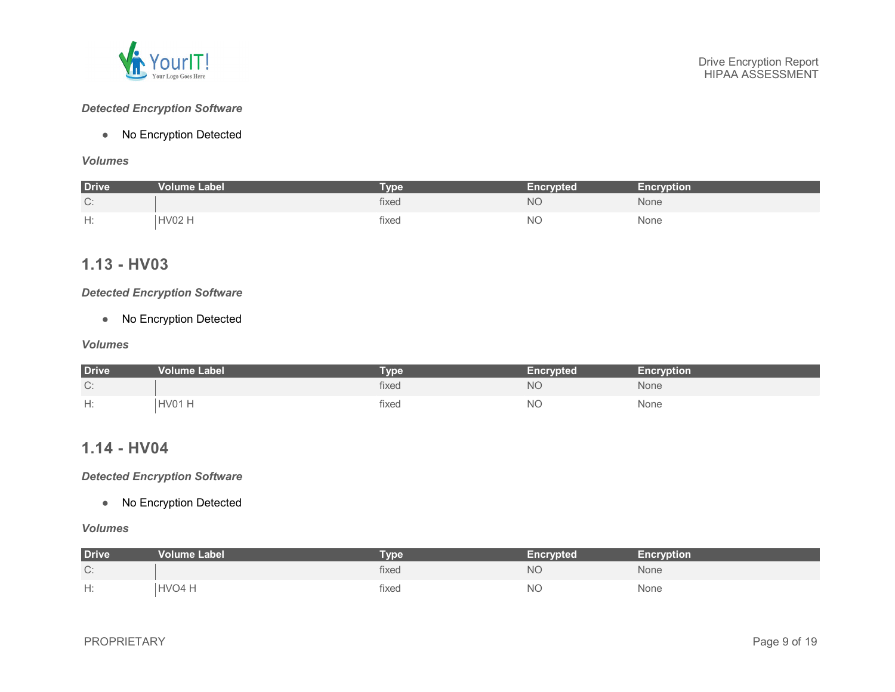***Detected Encryption Software***

- No Encryption Detected

***Volumes***

| Drive | Volume Label | Type | Encrypted | Encryption |
|---|---|---|---|---|
| C: | | fixed | NO | None |
| H: | HV02 H | fixed | NO | None |

## 1.13 - HV03

***Detected Encryption Software***

- No Encryption Detected

***Volumes***

| Drive | Volume Label | Type | Encrypted | Encryption |
|---|---|---|---|---|
| C: | | fixed | NO | None |
| H: | HV01 H | fixed | NO | None |

## 1.14 - HV04

***Detected Encryption Software***

- No Encryption Detected

***Volumes***

| Drive | Volume Label | Type | Encrypted | Encryption |
|---|---|---|---|---|
| C: | | fixed | NO | None |
| H: | HVO4 H | fixed | NO | None |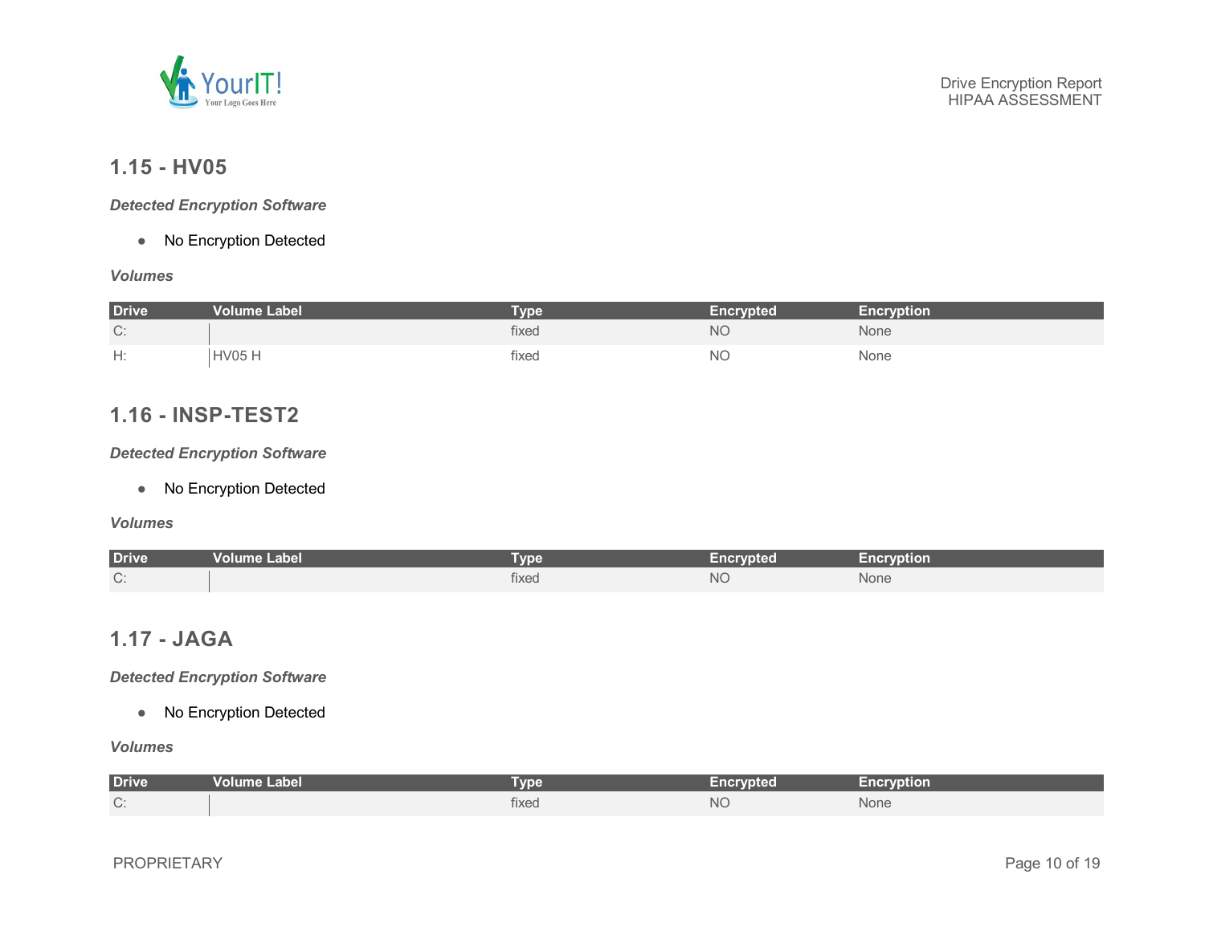## 1.15 - HV05

***Detected Encryption Software***

- No Encryption Detected

***Volumes***

| Drive | Volume Label | Type | Encrypted | Encryption |
|---|---|---|---|---|
| C: | | fixed | NO | None |
| H: | HV05 H | fixed | NO | None |

## 1.16 - INSP-TEST2

***Detected Encryption Software***

- No Encryption Detected

***Volumes***

| Drive | Volume Label | Type | Encrypted | Encryption |
|---|---|---|---|---|
| C: | | fixed | NO | None |

## 1.17 - JAGA

***Detected Encryption Software***

- No Encryption Detected

***Volumes***

| Drive | Volume Label | Type | Encrypted | Encryption |
|---|---|---|---|---|
| C: | | fixed | NO | None |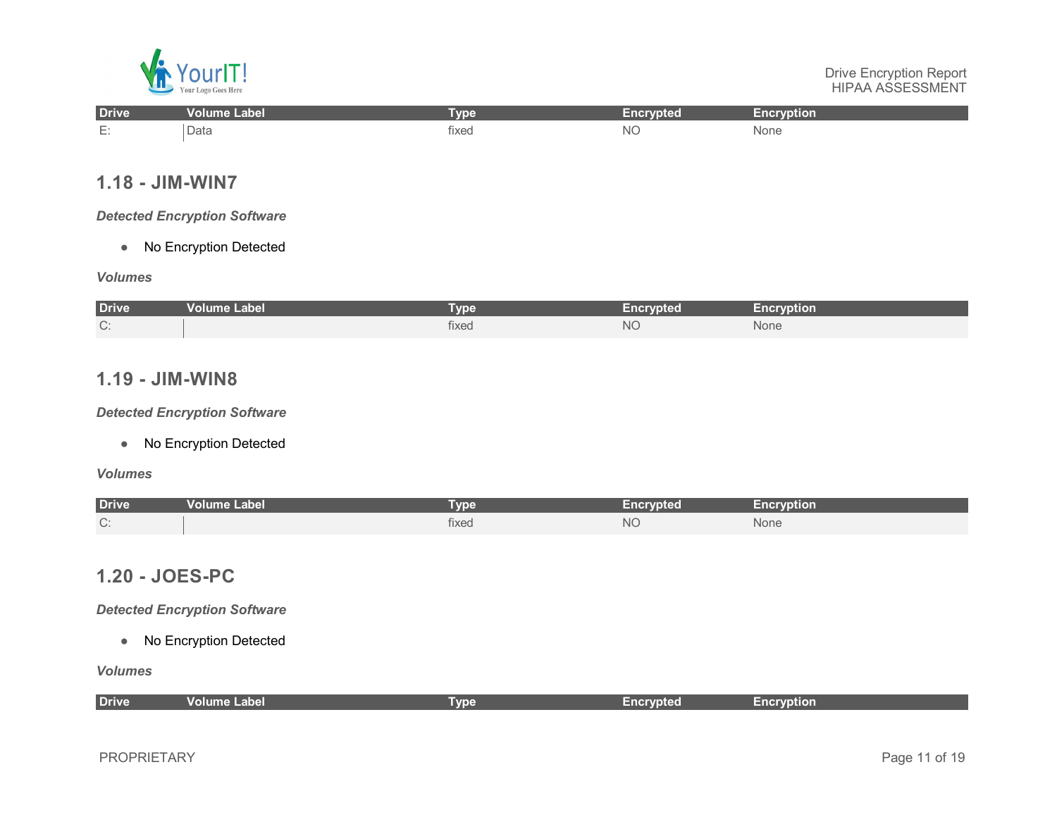| Drive | Volume Label | Type | Encrypted | Encryption |
|---|---|---|---|---|
| E: | Data | fixed | NO | None |

## 1.18 - JIM-WIN7

***Detected Encryption Software***

- No Encryption Detected

***Volumes***

| Drive | Volume Label | Type | Encrypted | Encryption |
|---|---|---|---|---|
| C: | | fixed | NO | None |

## 1.19 - JIM-WIN8

***Detected Encryption Software***

- No Encryption Detected

***Volumes***

| Drive | Volume Label | Type | Encrypted | Encryption |
|---|---|---|---|---|
| C: | | fixed | NO | None |

## 1.20 - JOES-PC

***Detected Encryption Software***

- No Encryption Detected

***Volumes***

| Drive | Volume Label | Type | Encrypted | Encryption |
|---|---|---|---|---|

PROPRIETARY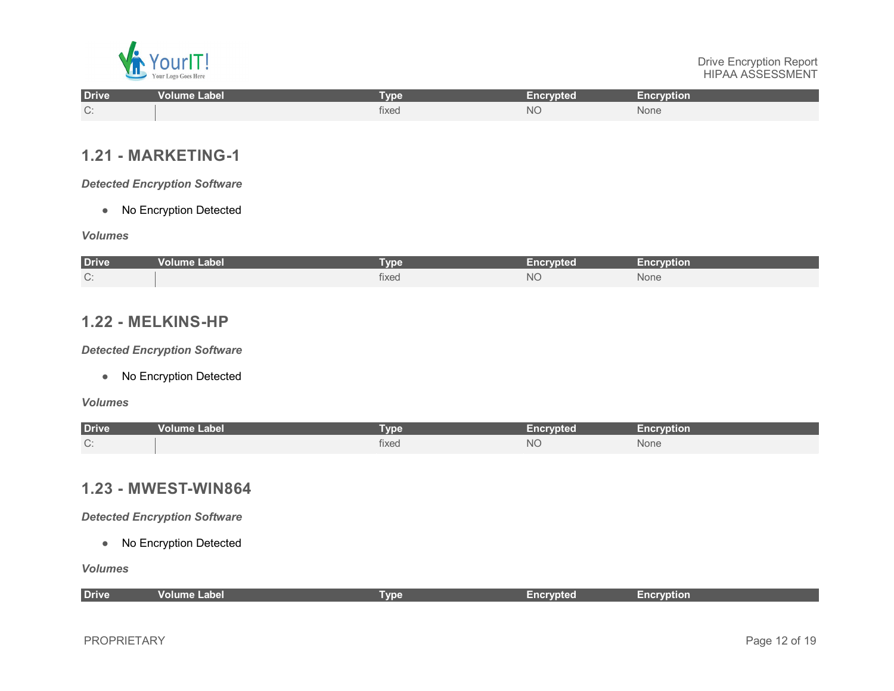| Drive | Volume Label | Type | Encrypted | Encryption |
|---|---|---|---|---|
| C: | | fixed | NO | None |

## 1.21 - MARKETING-1

***Detected Encryption Software***

- No Encryption Detected

***Volumes***

| Drive | Volume Label | Type | Encrypted | Encryption |
|---|---|---|---|---|
| C: | | fixed | NO | None |

## 1.22 - MELKINS-HP

***Detected Encryption Software***

- No Encryption Detected

***Volumes***

| Drive | Volume Label | Type | Encrypted | Encryption |
|---|---|---|---|---|
| C: | | fixed | NO | None |

## 1.23 - MWEST-WIN864

***Detected Encryption Software***

- No Encryption Detected

***Volumes***

| Drive | Volume Label | Type | Encrypted | Encryption |
|---|---|---|---|---|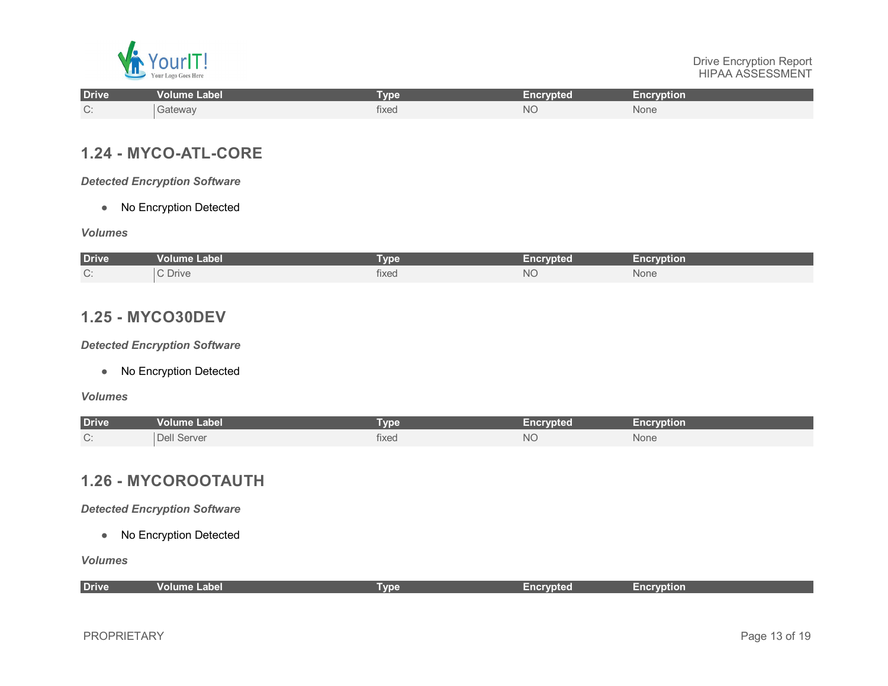| Drive | Volume Label | Type | Encrypted | Encryption |
|---|---|---|---|---|
| C: | Gateway | fixed | NO | None |

## 1.24 - MYCO-ATL-CORE

***Detected Encryption Software***

- No Encryption Detected

***Volumes***

| Drive | Volume Label | Type | Encrypted | Encryption |
|---|---|---|---|---|
| C: | C Drive | fixed | NO | None |

## 1.25 - MYCO30DEV

***Detected Encryption Software***

- No Encryption Detected

***Volumes***

| Drive | Volume Label | Type | Encrypted | Encryption |
|---|---|---|---|---|
| C: | Dell Server | fixed | NO | None |

## 1.26 - MYCOROOTAUTH

***Detected Encryption Software***

- No Encryption Detected

***Volumes***

| Drive | Volume Label | Type | Encrypted | Encryption |
|---|---|---|---|---|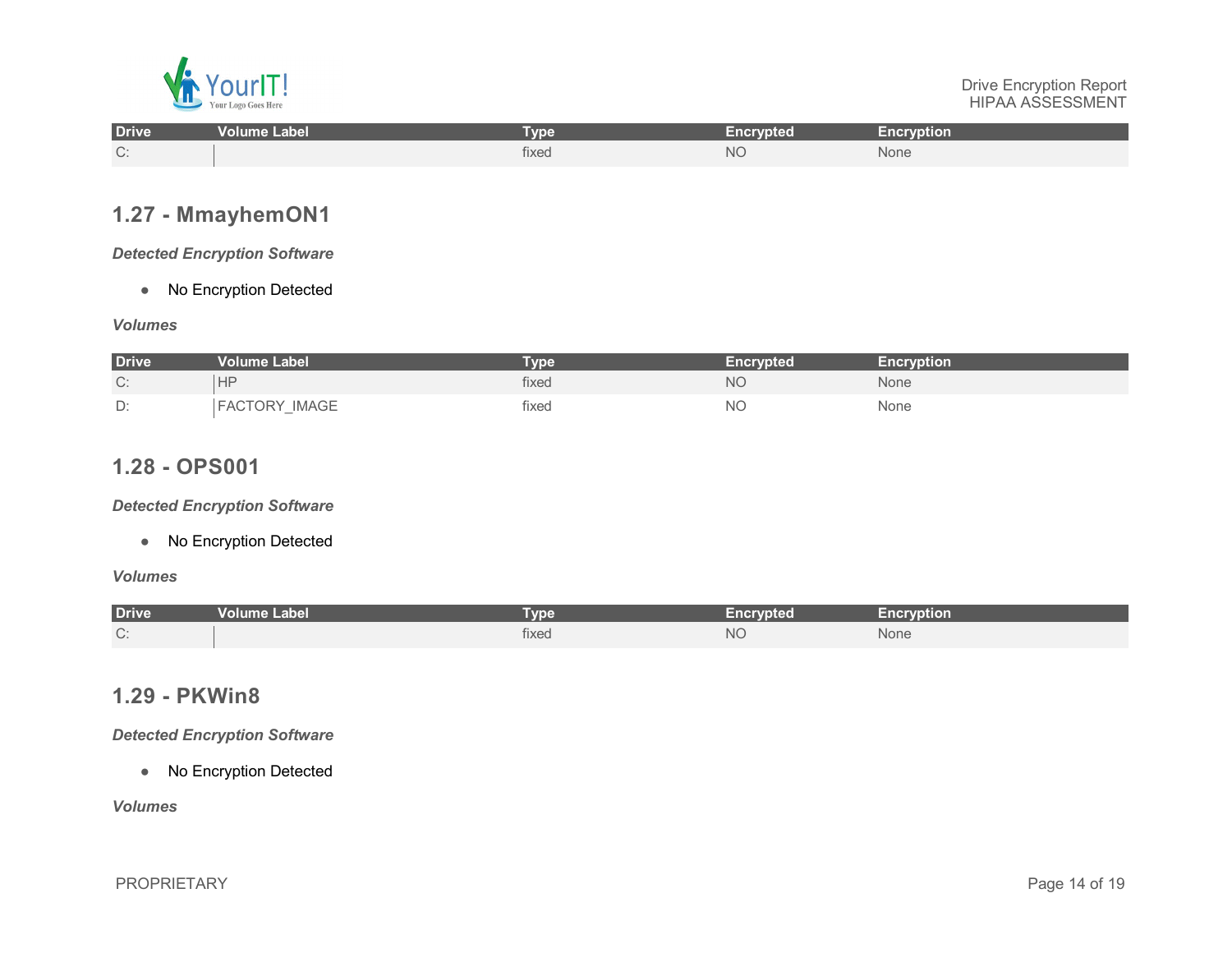| Drive | Volume Label | Type | Encrypted | Encryption |
|---|---|---|---|---|
| C: | | fixed | NO | None |

## 1.27 - MmayhemON1

***Detected Encryption Software***

- No Encryption Detected

***Volumes***

| Drive | Volume Label | Type | Encrypted | Encryption |
|---|---|---|---|---|
| C: | HP | fixed | NO | None |
| D: | FACTORY_IMAGE | fixed | NO | None |

## 1.28 - OPS001

***Detected Encryption Software***

- No Encryption Detected

***Volumes***

| Drive | Volume Label | Type | Encrypted | Encryption |
|---|---|---|---|---|
| C: | | fixed | NO | None |

## 1.29 - PKWin8

***Detected Encryption Software***

- No Encryption Detected

***Volumes***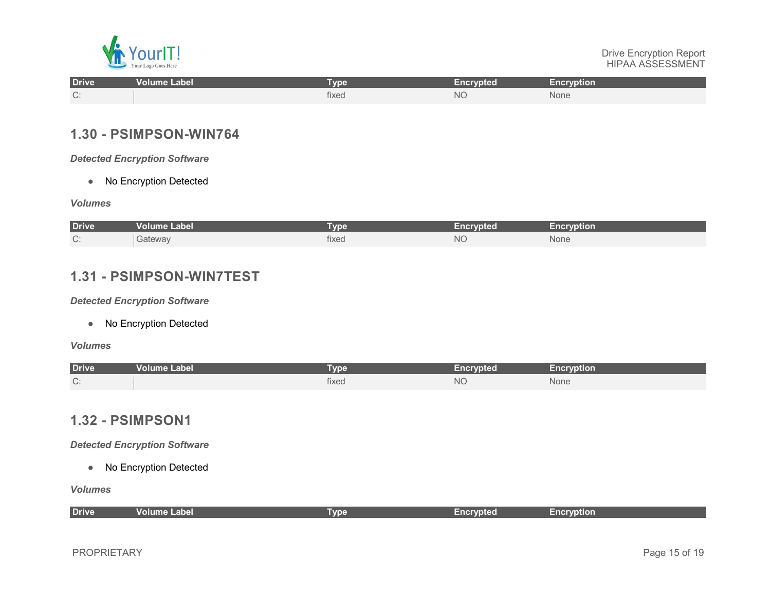| Drive | Volume Label | Type | Encrypted | Encryption |
|---|---|---|---|---|
| C: | | fixed | NO | None |

## 1.30 - PSIMPSON-WIN764

***Detected Encryption Software***

- No Encryption Detected

***Volumes***

| Drive | Volume Label | Type | Encrypted | Encryption |
|---|---|---|---|---|
| C: | Gateway | fixed | NO | None |

## 1.31 - PSIMPSON-WIN7TEST

***Detected Encryption Software***

- No Encryption Detected

***Volumes***

| Drive | Volume Label | Type | Encrypted | Encryption |
|---|---|---|---|---|
| C: | | fixed | NO | None |

## 1.32 - PSIMPSON1

***Detected Encryption Software***

- No Encryption Detected

***Volumes***

| Drive | Volume Label | Type | Encrypted | Encryption |
|---|---|---|---|---|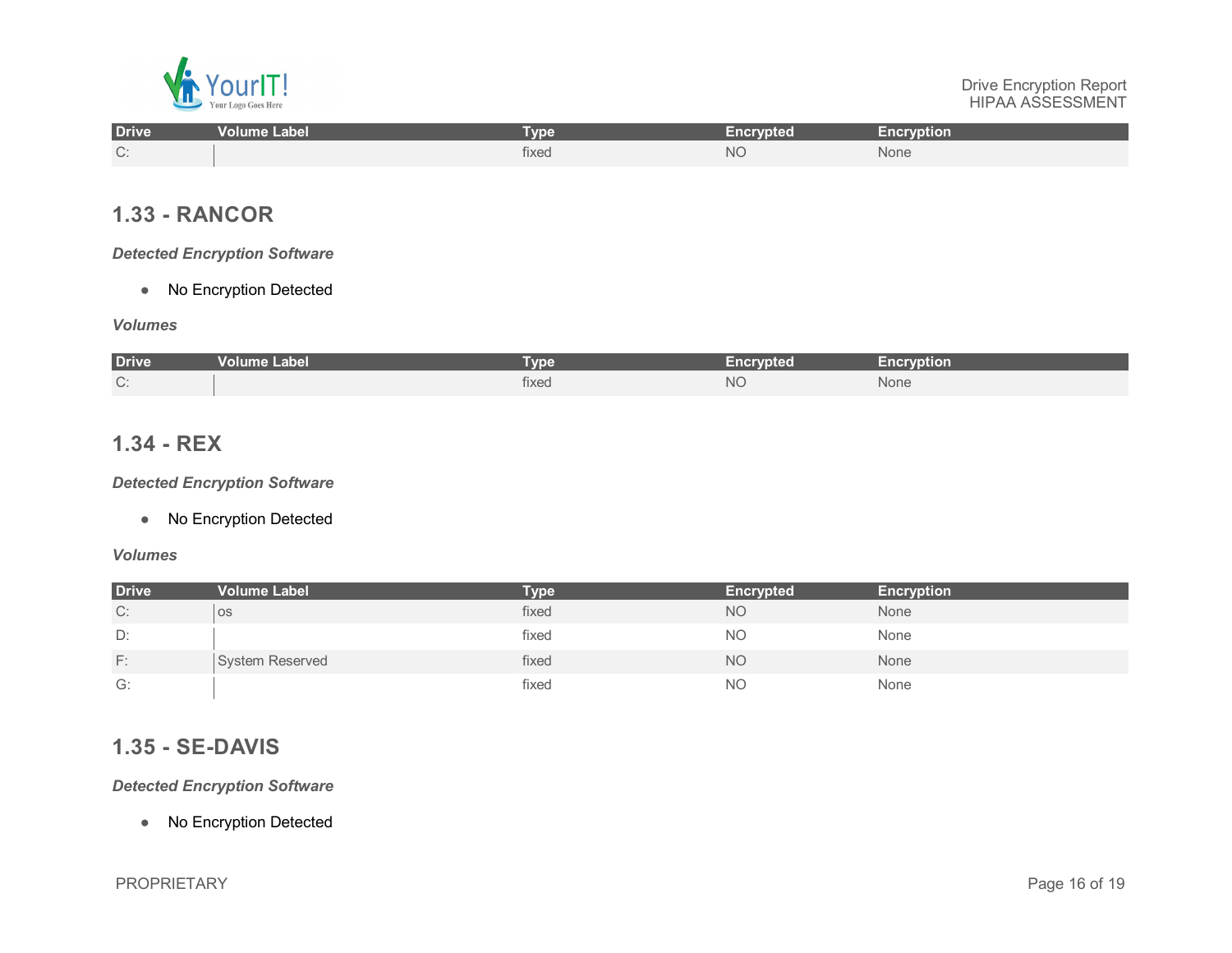| Drive | Volume Label | Type | Encrypted | Encryption |
|---|---|---|---|---|
| C: | | fixed | NO | None |

## 1.33 - RANCOR

***Detected Encryption Software***

- No Encryption Detected

***Volumes***

| Drive | Volume Label | Type | Encrypted | Encryption |
|---|---|---|---|---|
| C: | | fixed | NO | None |

## 1.34 - REX

***Detected Encryption Software***

- No Encryption Detected

***Volumes***

| Drive | Volume Label | Type | Encrypted | Encryption |
|---|---|---|---|---|
| C: | os | fixed | NO | None |
| D: | | fixed | NO | None |
| F: | System Reserved | fixed | NO | None |
| G: | | fixed | NO | None |

## 1.35 - SE-DAVIS

***Detected Encryption Software***

- No Encryption Detected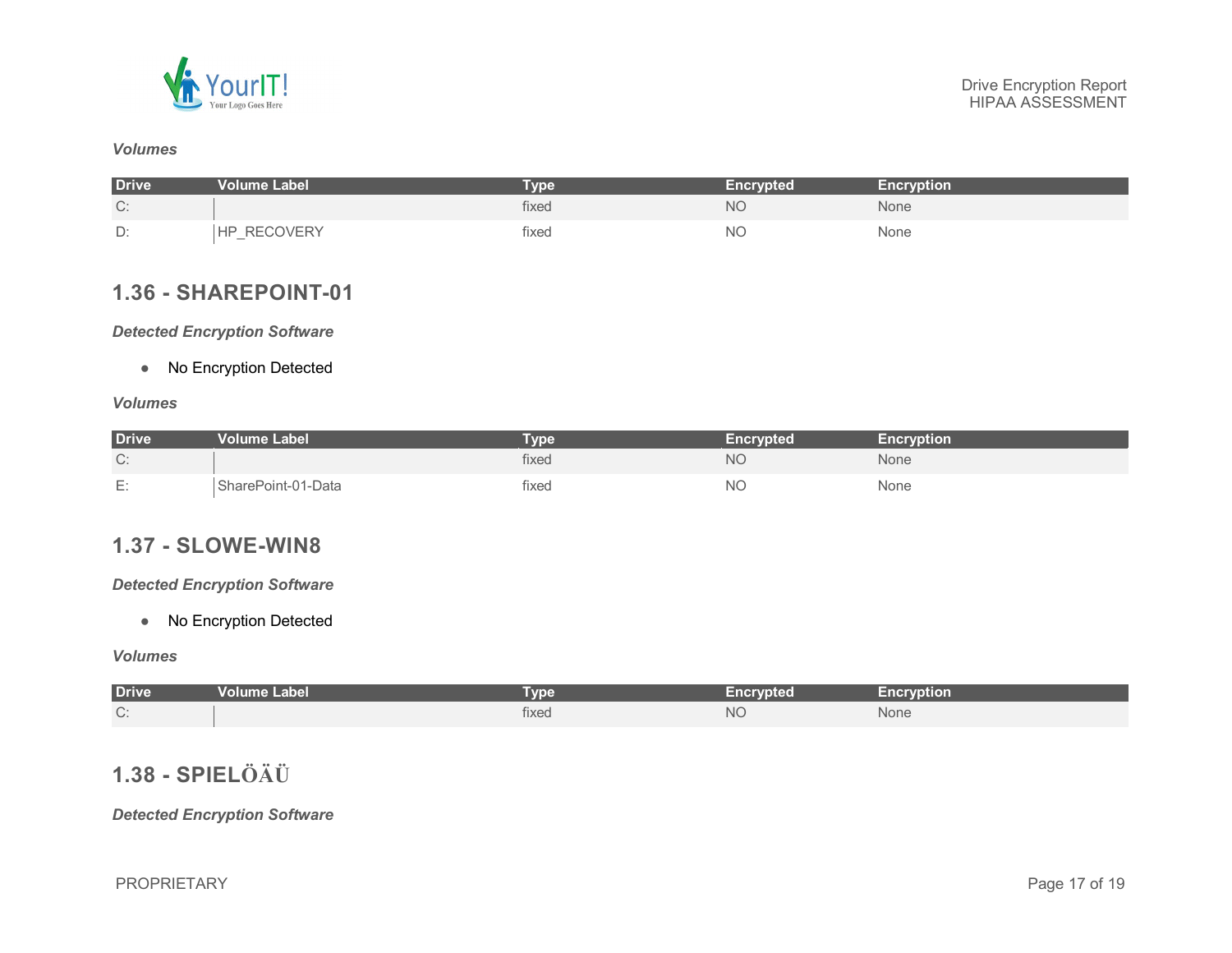***Volumes***

| Drive | Volume Label | Type | Encrypted | Encryption |
|---|---|---|---|---|
| C: | | fixed | NO | None |
| D: | HP_RECOVERY | fixed | NO | None |

## 1.36 - SHAREPOINT-01

***Detected Encryption Software***

- No Encryption Detected

***Volumes***

| Drive | Volume Label | Type | Encrypted | Encryption |
|---|---|---|---|---|
| C: | | fixed | NO | None |
| E: | SharePoint-01-Data | fixed | NO | None |

## 1.37 - SLOWE-WIN8

***Detected Encryption Software***

- No Encryption Detected

***Volumes***

| Drive | Volume Label | Type | Encrypted | Encryption |
|---|---|---|---|---|
| C: | | fixed | NO | None |

## 1.38 - SPIELÖÄÜ

***Detected Encryption Software***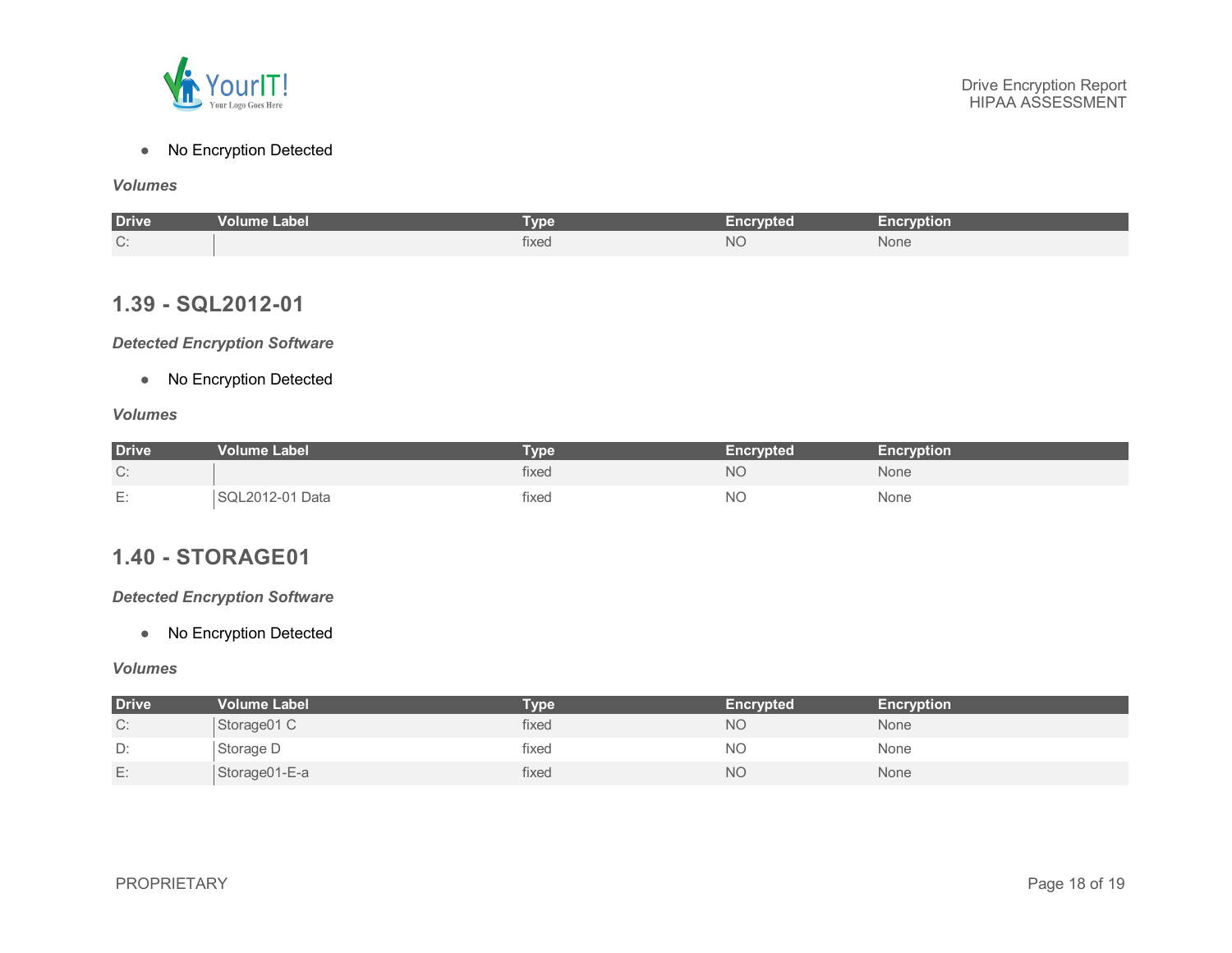- No Encryption Detected

***Volumes***

| Drive | Volume Label | Type | Encrypted | Encryption |
|---|---|---|---|---|
| C: | | fixed | NO | None |

## 1.39 - SQL2012-01

***Detected Encryption Software***

- No Encryption Detected

***Volumes***

| Drive | Volume Label | Type | Encrypted | Encryption |
|---|---|---|---|---|
| C: | | fixed | NO | None |
| E: | SQL2012-01 Data | fixed | NO | None |

## 1.40 - STORAGE01

***Detected Encryption Software***

- No Encryption Detected

***Volumes***

| Drive | Volume Label | Type | Encrypted | Encryption |
|---|---|---|---|---|
| C: | Storage01 C | fixed | NO | None |
| D: | Storage D | fixed | NO | None |
| E: | Storage01-E-a | fixed | NO | None |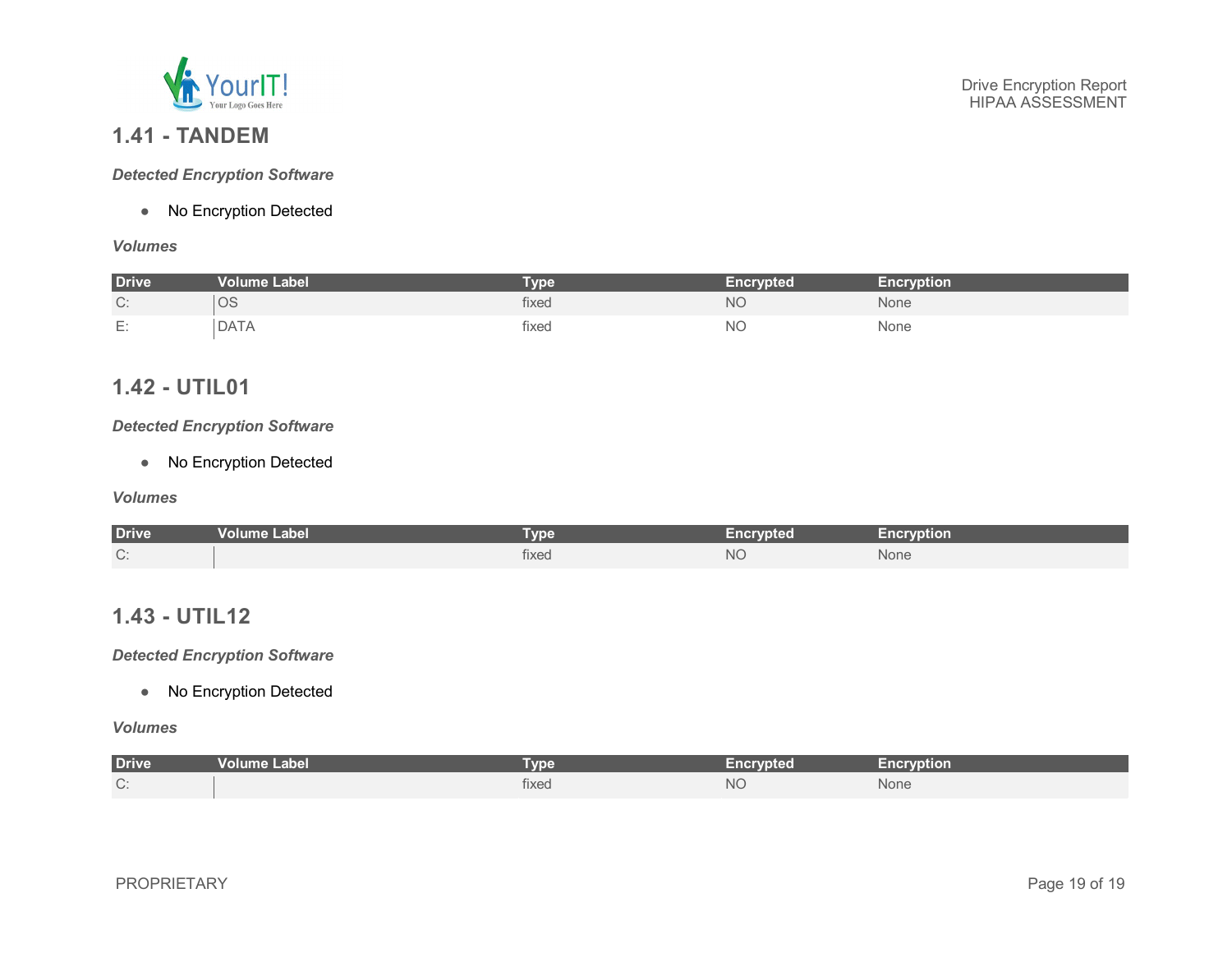## 1.41 - TANDEM

***Detected Encryption Software***

- No Encryption Detected

***Volumes***

| Drive | Volume Label | Type | Encrypted | Encryption |
|---|---|---|---|---|
| C: | OS | fixed | NO | None |
| E: | DATA | fixed | NO | None |

## 1.42 - UTIL01

***Detected Encryption Software***

- No Encryption Detected

***Volumes***

| Drive | Volume Label | Type | Encrypted | Encryption |
|---|---|---|---|---|
| C: | | fixed | NO | None |

## 1.43 - UTIL12

***Detected Encryption Software***

- No Encryption Detected

***Volumes***

| Drive | Volume Label | Type | Encrypted | Encryption |
|---|---|---|---|---|
| C: | | fixed | NO | None |